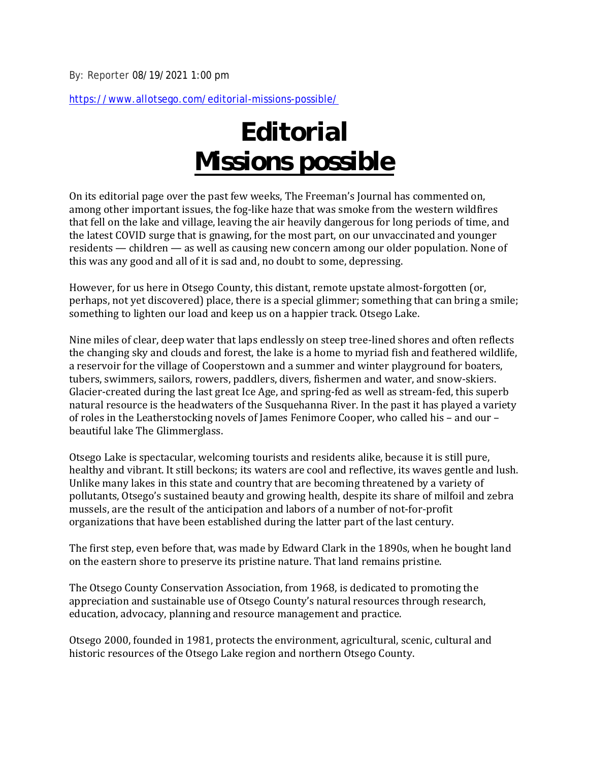By: Reporter 08/19/2021 1:00 pm

https://www.allotsego.com/editorial-missions-possible/

# Editorial
# Missions possible

On its editorial page over the past few weeks, The Freeman's Journal has commented on, among other important issues, the fog-like haze that was smoke from the western wildfires that fell on the lake and village, leaving the air heavily dangerous for long periods of time, and the latest COVID surge that is gnawing, for the most part, on our unvaccinated and younger residents — children — as well as causing new concern among our older population. None of this was any good and all of it is sad and, no doubt to some, depressing.

However, for us here in Otsego County, this distant, remote upstate almost-forgotten (or, perhaps, not yet discovered) place, there is a special glimmer; something that can bring a smile; something to lighten our load and keep us on a happier track. Otsego Lake.

Nine miles of clear, deep water that laps endlessly on steep tree-lined shores and often reflects the changing sky and clouds and forest, the lake is a home to myriad fish and feathered wildlife, a reservoir for the village of Cooperstown and a summer and winter playground for boaters, tubers, swimmers, sailors, rowers, paddlers, divers, fishermen and water, and snow-skiers. Glacier-created during the last great Ice Age, and spring-fed as well as stream-fed, this superb natural resource is the headwaters of the Susquehanna River. In the past it has played a variety of roles in the Leatherstocking novels of James Fenimore Cooper, who called his – and our – beautiful lake The Glimmerglass.

Otsego Lake is spectacular, welcoming tourists and residents alike, because it is still pure, healthy and vibrant. It still beckons; its waters are cool and reflective, its waves gentle and lush. Unlike many lakes in this state and country that are becoming threatened by a variety of pollutants, Otsego's sustained beauty and growing health, despite its share of milfoil and zebra mussels, are the result of the anticipation and labors of a number of not-for-profit organizations that have been established during the latter part of the last century.

The first step, even before that, was made by Edward Clark in the 1890s, when he bought land on the eastern shore to preserve its pristine nature. That land remains pristine.

The Otsego County Conservation Association, from 1968, is dedicated to promoting the appreciation and sustainable use of Otsego County's natural resources through research, education, advocacy, planning and resource management and practice.

Otsego 2000, founded in 1981, protects the environment, agricultural, scenic, cultural and historic resources of the Otsego Lake region and northern Otsego County.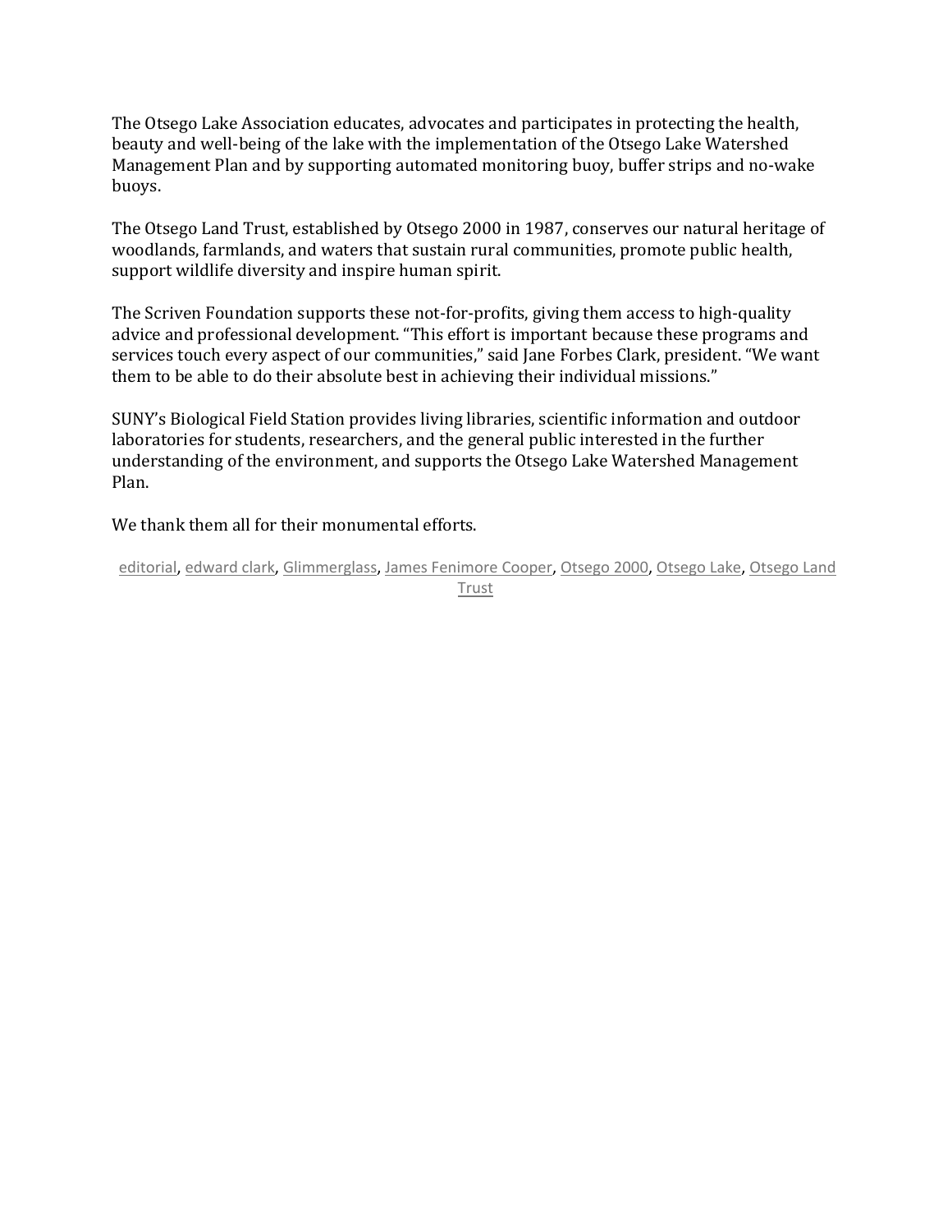The Otsego Lake Association educates, advocates and participates in protecting the health, beauty and well-being of the lake with the implementation of the Otsego Lake Watershed Management Plan and by supporting automated monitoring buoy, buffer strips and no-wake buoys.

The Otsego Land Trust, established by Otsego 2000 in 1987, conserves our natural heritage of woodlands, farmlands, and waters that sustain rural communities, promote public health, support wildlife diversity and inspire human spirit.

The Scriven Foundation supports these not-for-profits, giving them access to high-quality advice and professional development. "This effort is important because these programs and services touch every aspect of our communities," said Jane Forbes Clark, president. "We want them to be able to do their absolute best in achieving their individual missions."

SUNY's Biological Field Station provides living libraries, scientific information and outdoor laboratories for students, researchers, and the general public interested in the further understanding of the environment, and supports the Otsego Lake Watershed Management Plan.

We thank them all for their monumental efforts.

editorial, edward clark, Glimmerglass, James Fenimore Cooper, Otsego 2000, Otsego Lake, Otsego Land Trust